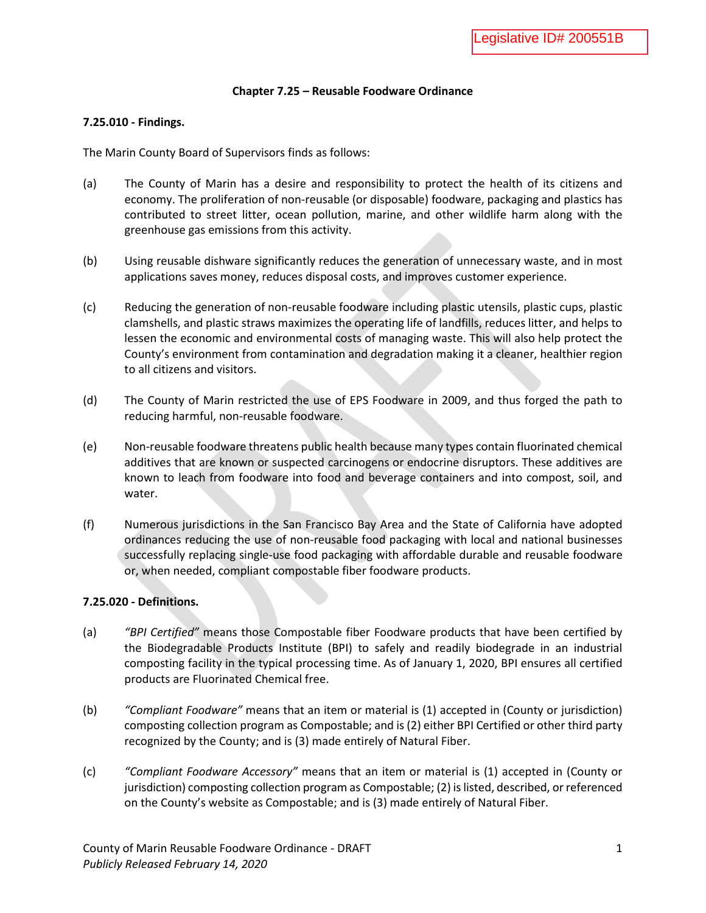Legislative ID# 200551B

# Chapter 7.25 – Reusable Foodware Ordinance

## 7.25.010 - Findings.

The Marin County Board of Supervisors finds as follows:

(a) The County of Marin has a desire and responsibility to protect the health of its citizens and economy. The proliferation of non-reusable (or disposable) foodware, packaging and plastics has contributed to street litter, ocean pollution, marine, and other wildlife harm along with the greenhouse gas emissions from this activity.

(b) Using reusable dishware significantly reduces the generation of unnecessary waste, and in most applications saves money, reduces disposal costs, and improves customer experience.

(c) Reducing the generation of non-reusable foodware including plastic utensils, plastic cups, plastic clamshells, and plastic straws maximizes the operating life of landfills, reduces litter, and helps to lessen the economic and environmental costs of managing waste. This will also help protect the County's environment from contamination and degradation making it a cleaner, healthier region to all citizens and visitors.

(d) The County of Marin restricted the use of EPS Foodware in 2009, and thus forged the path to reducing harmful, non-reusable foodware.

(e) Non-reusable foodware threatens public health because many types contain fluorinated chemical additives that are known or suspected carcinogens or endocrine disruptors. These additives are known to leach from foodware into food and beverage containers and into compost, soil, and water.

(f) Numerous jurisdictions in the San Francisco Bay Area and the State of California have adopted ordinances reducing the use of non-reusable food packaging with local and national businesses successfully replacing single-use food packaging with affordable durable and reusable foodware or, when needed, compliant compostable fiber foodware products.

## 7.25.020 - Definitions.

(a) *"BPI Certified"* means those Compostable fiber Foodware products that have been certified by the Biodegradable Products Institute (BPI) to safely and readily biodegrade in an industrial composting facility in the typical processing time. As of January 1, 2020, BPI ensures all certified products are Fluorinated Chemical free.

(b) *"Compliant Foodware"* means that an item or material is (1) accepted in (County or jurisdiction) composting collection program as Compostable; and is (2) either BPI Certified or other third party recognized by the County; and is (3) made entirely of Natural Fiber.

(c) *"Compliant Foodware Accessory"* means that an item or material is (1) accepted in (County or jurisdiction) composting collection program as Compostable; (2) is listed, described, or referenced on the County's website as Compostable; and is (3) made entirely of Natural Fiber.

County of Marin Reusable Foodware Ordinance - DRAFT
*Publicly Released February 14, 2020*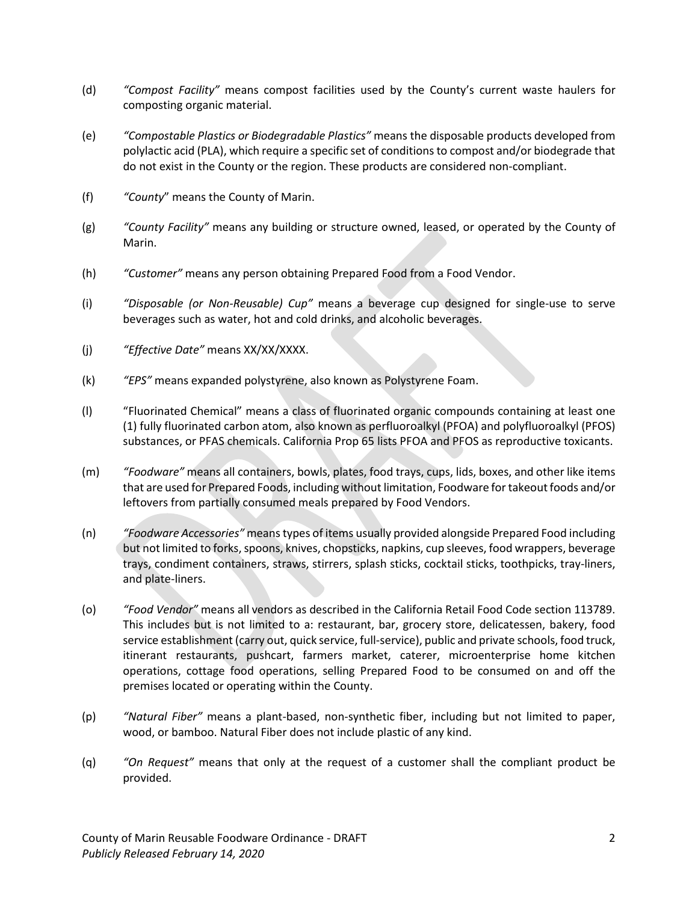(d) *"Compost Facility"* means compost facilities used by the County's current waste haulers for composting organic material.

(e) *"Compostable Plastics or Biodegradable Plastics"* means the disposable products developed from polylactic acid (PLA), which require a specific set of conditions to compost and/or biodegrade that do not exist in the County or the region. These products are considered non-compliant.

(f) *"County"* means the County of Marin.

(g) *"County Facility"* means any building or structure owned, leased, or operated by the County of Marin.

(h) *"Customer"* means any person obtaining Prepared Food from a Food Vendor.

(i) *"Disposable (or Non-Reusable) Cup"* means a beverage cup designed for single-use to serve beverages such as water, hot and cold drinks, and alcoholic beverages.

(j) *"Effective Date"* means XX/XX/XXXX.

(k) *"EPS"* means expanded polystyrene, also known as Polystyrene Foam.

(l) "Fluorinated Chemical" means a class of fluorinated organic compounds containing at least one (1) fully fluorinated carbon atom, also known as perfluoroalkyl (PFOA) and polyfluoroalkyl (PFOS) substances, or PFAS chemicals. California Prop 65 lists PFOA and PFOS as reproductive toxicants.

(m) *"Foodware"* means all containers, bowls, plates, food trays, cups, lids, boxes, and other like items that are used for Prepared Foods, including without limitation, Foodware for takeout foods and/or leftovers from partially consumed meals prepared by Food Vendors.

(n) *"Foodware Accessories"* means types of items usually provided alongside Prepared Food including but not limited to forks, spoons, knives, chopsticks, napkins, cup sleeves, food wrappers, beverage trays, condiment containers, straws, stirrers, splash sticks, cocktail sticks, toothpicks, tray-liners, and plate-liners.

(o) *"Food Vendor"* means all vendors as described in the California Retail Food Code section 113789. This includes but is not limited to a: restaurant, bar, grocery store, delicatessen, bakery, food service establishment (carry out, quick service, full-service), public and private schools, food truck, itinerant restaurants, pushcart, farmers market, caterer, microenterprise home kitchen operations, cottage food operations, selling Prepared Food to be consumed on and off the premises located or operating within the County.

(p) *"Natural Fiber"* means a plant-based, non-synthetic fiber, including but not limited to paper, wood, or bamboo. Natural Fiber does not include plastic of any kind.

(q) *"On Request"* means that only at the request of a customer shall the compliant product be provided.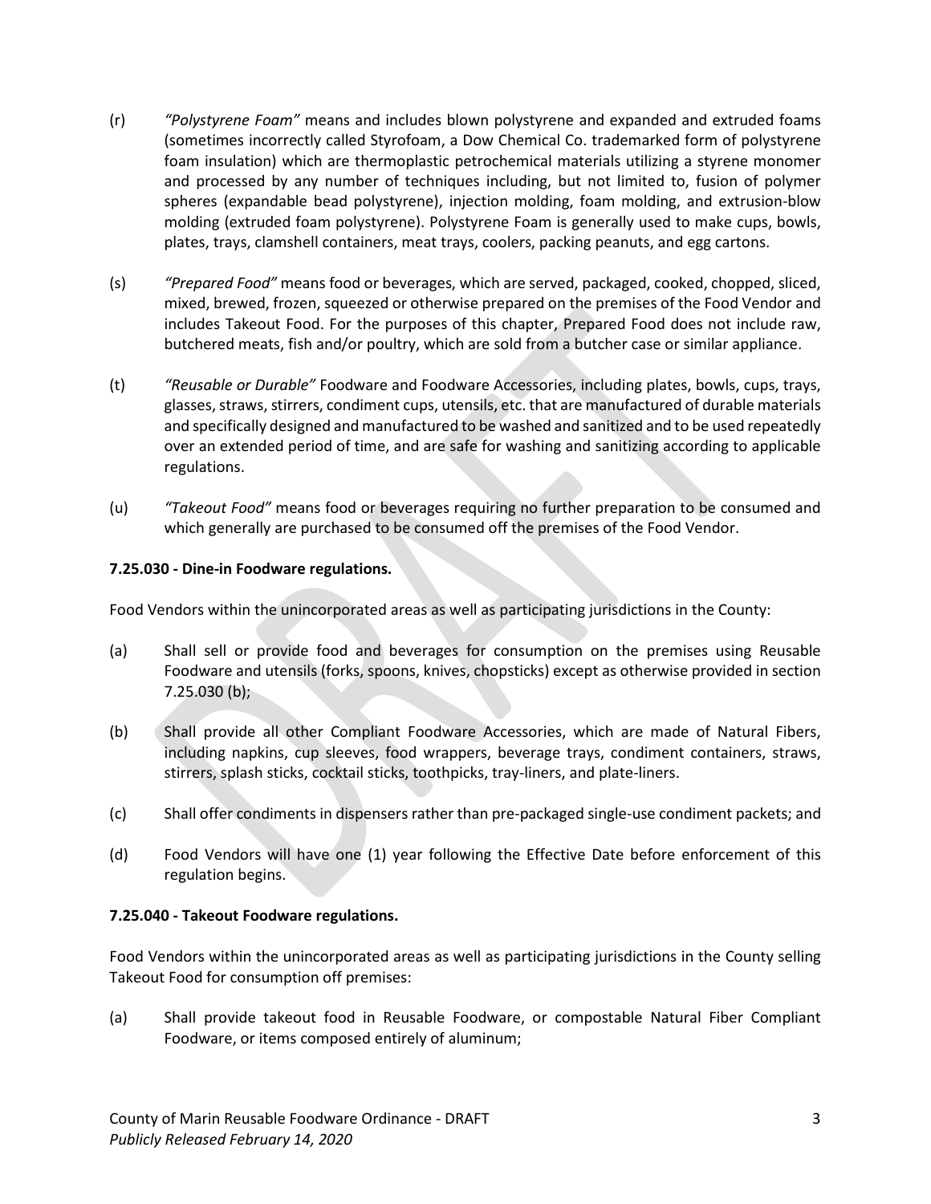(r) *"Polystyrene Foam"* means and includes blown polystyrene and expanded and extruded foams (sometimes incorrectly called Styrofoam, a Dow Chemical Co. trademarked form of polystyrene foam insulation) which are thermoplastic petrochemical materials utilizing a styrene monomer and processed by any number of techniques including, but not limited to, fusion of polymer spheres (expandable bead polystyrene), injection molding, foam molding, and extrusion-blow molding (extruded foam polystyrene). Polystyrene Foam is generally used to make cups, bowls, plates, trays, clamshell containers, meat trays, coolers, packing peanuts, and egg cartons.

(s) *"Prepared Food"* means food or beverages, which are served, packaged, cooked, chopped, sliced, mixed, brewed, frozen, squeezed or otherwise prepared on the premises of the Food Vendor and includes Takeout Food. For the purposes of this chapter, Prepared Food does not include raw, butchered meats, fish and/or poultry, which are sold from a butcher case or similar appliance.

(t) *"Reusable or Durable"* Foodware and Foodware Accessories, including plates, bowls, cups, trays, glasses, straws, stirrers, condiment cups, utensils, etc. that are manufactured of durable materials and specifically designed and manufactured to be washed and sanitized and to be used repeatedly over an extended period of time, and are safe for washing and sanitizing according to applicable regulations.

(u) *"Takeout Food"* means food or beverages requiring no further preparation to be consumed and which generally are purchased to be consumed off the premises of the Food Vendor.

**7.25.030 - Dine-in Foodware regulations.**

Food Vendors within the unincorporated areas as well as participating jurisdictions in the County:

(a) Shall sell or provide food and beverages for consumption on the premises using Reusable Foodware and utensils (forks, spoons, knives, chopsticks) except as otherwise provided in section 7.25.030 (b);

(b) Shall provide all other Compliant Foodware Accessories, which are made of Natural Fibers, including napkins, cup sleeves, food wrappers, beverage trays, condiment containers, straws, stirrers, splash sticks, cocktail sticks, toothpicks, tray-liners, and plate-liners.

(c) Shall offer condiments in dispensers rather than pre-packaged single-use condiment packets; and

(d) Food Vendors will have one (1) year following the Effective Date before enforcement of this regulation begins.

**7.25.040 - Takeout Foodware regulations.**

Food Vendors within the unincorporated areas as well as participating jurisdictions in the County selling Takeout Food for consumption off premises:

(a) Shall provide takeout food in Reusable Foodware, or compostable Natural Fiber Compliant Foodware, or items composed entirely of aluminum;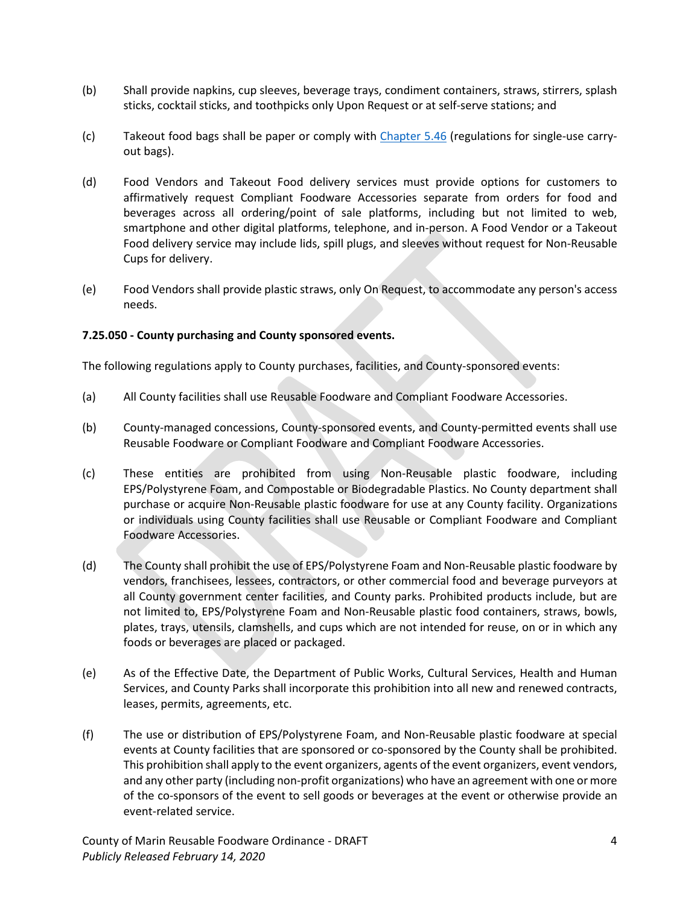(b) Shall provide napkins, cup sleeves, beverage trays, condiment containers, straws, stirrers, splash sticks, cocktail sticks, and toothpicks only Upon Request or at self-serve stations; and

(c) Takeout food bags shall be paper or comply with Chapter 5.46 (regulations for single-use carry-out bags).

(d) Food Vendors and Takeout Food delivery services must provide options for customers to affirmatively request Compliant Foodware Accessories separate from orders for food and beverages across all ordering/point of sale platforms, including but not limited to web, smartphone and other digital platforms, telephone, and in-person. A Food Vendor or a Takeout Food delivery service may include lids, spill plugs, and sleeves without request for Non-Reusable Cups for delivery.

(e) Food Vendors shall provide plastic straws, only On Request, to accommodate any person's access needs.

**7.25.050 - County purchasing and County sponsored events.**

The following regulations apply to County purchases, facilities, and County-sponsored events:

(a) All County facilities shall use Reusable Foodware and Compliant Foodware Accessories.

(b) County-managed concessions, County-sponsored events, and County-permitted events shall use Reusable Foodware or Compliant Foodware and Compliant Foodware Accessories.

(c) These entities are prohibited from using Non-Reusable plastic foodware, including EPS/Polystyrene Foam, and Compostable or Biodegradable Plastics. No County department shall purchase or acquire Non-Reusable plastic foodware for use at any County facility. Organizations or individuals using County facilities shall use Reusable or Compliant Foodware and Compliant Foodware Accessories.

(d) The County shall prohibit the use of EPS/Polystyrene Foam and Non-Reusable plastic foodware by vendors, franchisees, lessees, contractors, or other commercial food and beverage purveyors at all County government center facilities, and County parks. Prohibited products include, but are not limited to, EPS/Polystyrene Foam and Non-Reusable plastic food containers, straws, bowls, plates, trays, utensils, clamshells, and cups which are not intended for reuse, on or in which any foods or beverages are placed or packaged.

(e) As of the Effective Date, the Department of Public Works, Cultural Services, Health and Human Services, and County Parks shall incorporate this prohibition into all new and renewed contracts, leases, permits, agreements, etc.

(f) The use or distribution of EPS/Polystyrene Foam, and Non-Reusable plastic foodware at special events at County facilities that are sponsored or co-sponsored by the County shall be prohibited. This prohibition shall apply to the event organizers, agents of the event organizers, event vendors, and any other party (including non-profit organizations) who have an agreement with one or more of the co-sponsors of the event to sell goods or beverages at the event or otherwise provide an event-related service.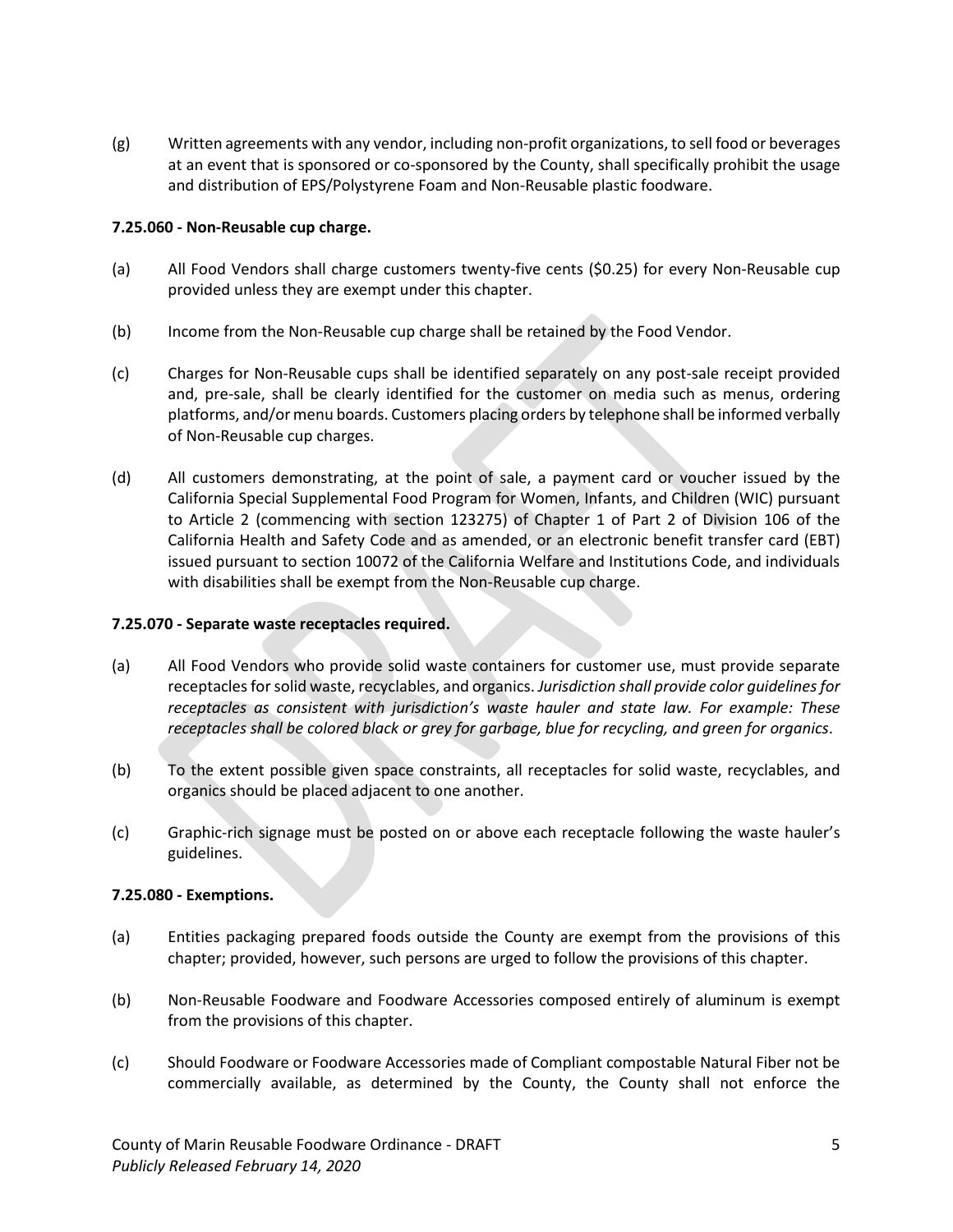(g) Written agreements with any vendor, including non-profit organizations, to sell food or beverages at an event that is sponsored or co-sponsored by the County, shall specifically prohibit the usage and distribution of EPS/Polystyrene Foam and Non-Reusable plastic foodware.

**7.25.060 - Non-Reusable cup charge.**

(a) All Food Vendors shall charge customers twenty-five cents ($0.25) for every Non-Reusable cup provided unless they are exempt under this chapter.

(b) Income from the Non-Reusable cup charge shall be retained by the Food Vendor.

(c) Charges for Non-Reusable cups shall be identified separately on any post-sale receipt provided and, pre-sale, shall be clearly identified for the customer on media such as menus, ordering platforms, and/or menu boards. Customers placing orders by telephone shall be informed verbally of Non-Reusable cup charges.

(d) All customers demonstrating, at the point of sale, a payment card or voucher issued by the California Special Supplemental Food Program for Women, Infants, and Children (WIC) pursuant to Article 2 (commencing with section 123275) of Chapter 1 of Part 2 of Division 106 of the California Health and Safety Code and as amended, or an electronic benefit transfer card (EBT) issued pursuant to section 10072 of the California Welfare and Institutions Code, and individuals with disabilities shall be exempt from the Non-Reusable cup charge.

**7.25.070 - Separate waste receptacles required.**

(a) All Food Vendors who provide solid waste containers for customer use, must provide separate receptacles for solid waste, recyclables, and organics. *Jurisdiction shall provide color guidelines for receptacles as consistent with jurisdiction's waste hauler and state law. For example: These receptacles shall be colored black or grey for garbage, blue for recycling, and green for organics*.

(b) To the extent possible given space constraints, all receptacles for solid waste, recyclables, and organics should be placed adjacent to one another.

(c) Graphic-rich signage must be posted on or above each receptacle following the waste hauler's guidelines.

**7.25.080 - Exemptions.**

(a) Entities packaging prepared foods outside the County are exempt from the provisions of this chapter; provided, however, such persons are urged to follow the provisions of this chapter.

(b) Non-Reusable Foodware and Foodware Accessories composed entirely of aluminum is exempt from the provisions of this chapter.

(c) Should Foodware or Foodware Accessories made of Compliant compostable Natural Fiber not be commercially available, as determined by the County, the County shall not enforce the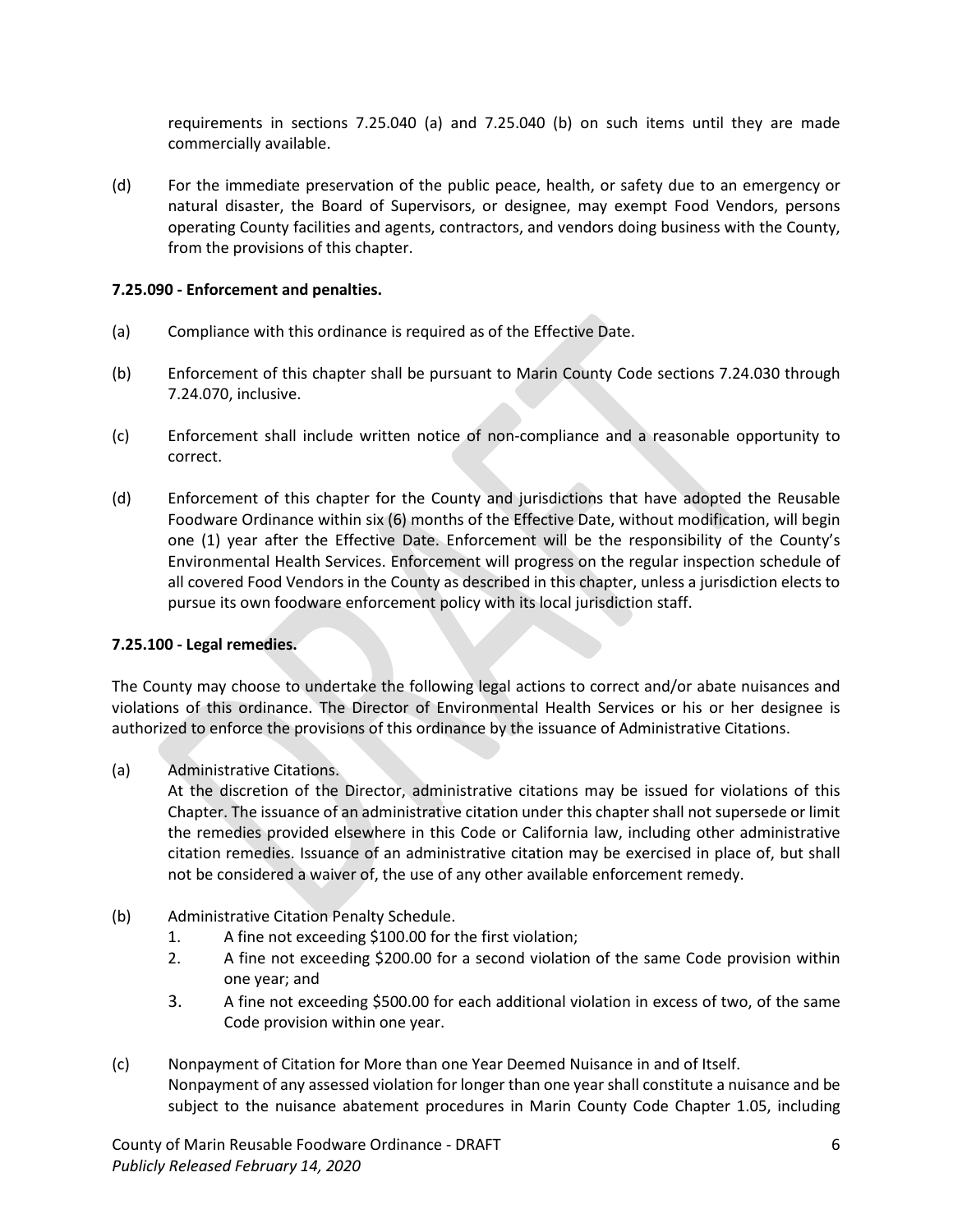requirements in sections 7.25.040 (a) and 7.25.040 (b) on such items until they are made commercially available.

(d) For the immediate preservation of the public peace, health, or safety due to an emergency or natural disaster, the Board of Supervisors, or designee, may exempt Food Vendors, persons operating County facilities and agents, contractors, and vendors doing business with the County, from the provisions of this chapter.

**7.25.090 - Enforcement and penalties.**

(a) Compliance with this ordinance is required as of the Effective Date.

(b) Enforcement of this chapter shall be pursuant to Marin County Code sections 7.24.030 through 7.24.070, inclusive.

(c) Enforcement shall include written notice of non-compliance and a reasonable opportunity to correct.

(d) Enforcement of this chapter for the County and jurisdictions that have adopted the Reusable Foodware Ordinance within six (6) months of the Effective Date, without modification, will begin one (1) year after the Effective Date. Enforcement will be the responsibility of the County's Environmental Health Services. Enforcement will progress on the regular inspection schedule of all covered Food Vendors in the County as described in this chapter, unless a jurisdiction elects to pursue its own foodware enforcement policy with its local jurisdiction staff.

**7.25.100 - Legal remedies.**

The County may choose to undertake the following legal actions to correct and/or abate nuisances and violations of this ordinance. The Director of Environmental Health Services or his or her designee is authorized to enforce the provisions of this ordinance by the issuance of Administrative Citations.

(a) Administrative Citations.
At the discretion of the Director, administrative citations may be issued for violations of this Chapter. The issuance of an administrative citation under this chapter shall not supersede or limit the remedies provided elsewhere in this Code or California law, including other administrative citation remedies. Issuance of an administrative citation may be exercised in place of, but shall not be considered a waiver of, the use of any other available enforcement remedy.

(b) Administrative Citation Penalty Schedule.
1. A fine not exceeding $100.00 for the first violation;
2. A fine not exceeding $200.00 for a second violation of the same Code provision within one year; and
3. A fine not exceeding $500.00 for each additional violation in excess of two, of the same Code provision within one year.

(c) Nonpayment of Citation for More than one Year Deemed Nuisance in and of Itself.
Nonpayment of any assessed violation for longer than one year shall constitute a nuisance and be subject to the nuisance abatement procedures in Marin County Code Chapter 1.05, including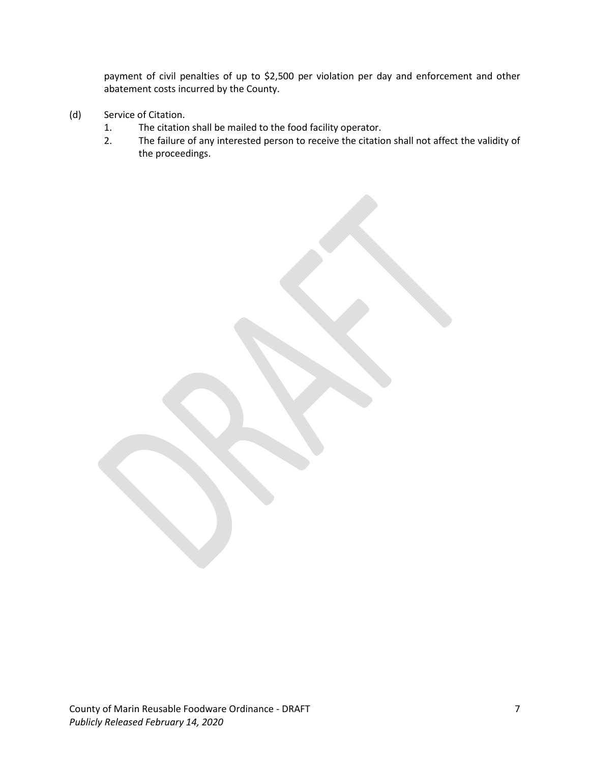payment of civil penalties of up to $2,500 per violation per day and enforcement and other abatement costs incurred by the County.

(d) Service of Citation.

1. The citation shall be mailed to the food facility operator.
2. The failure of any interested person to receive the citation shall not affect the validity of the proceedings.